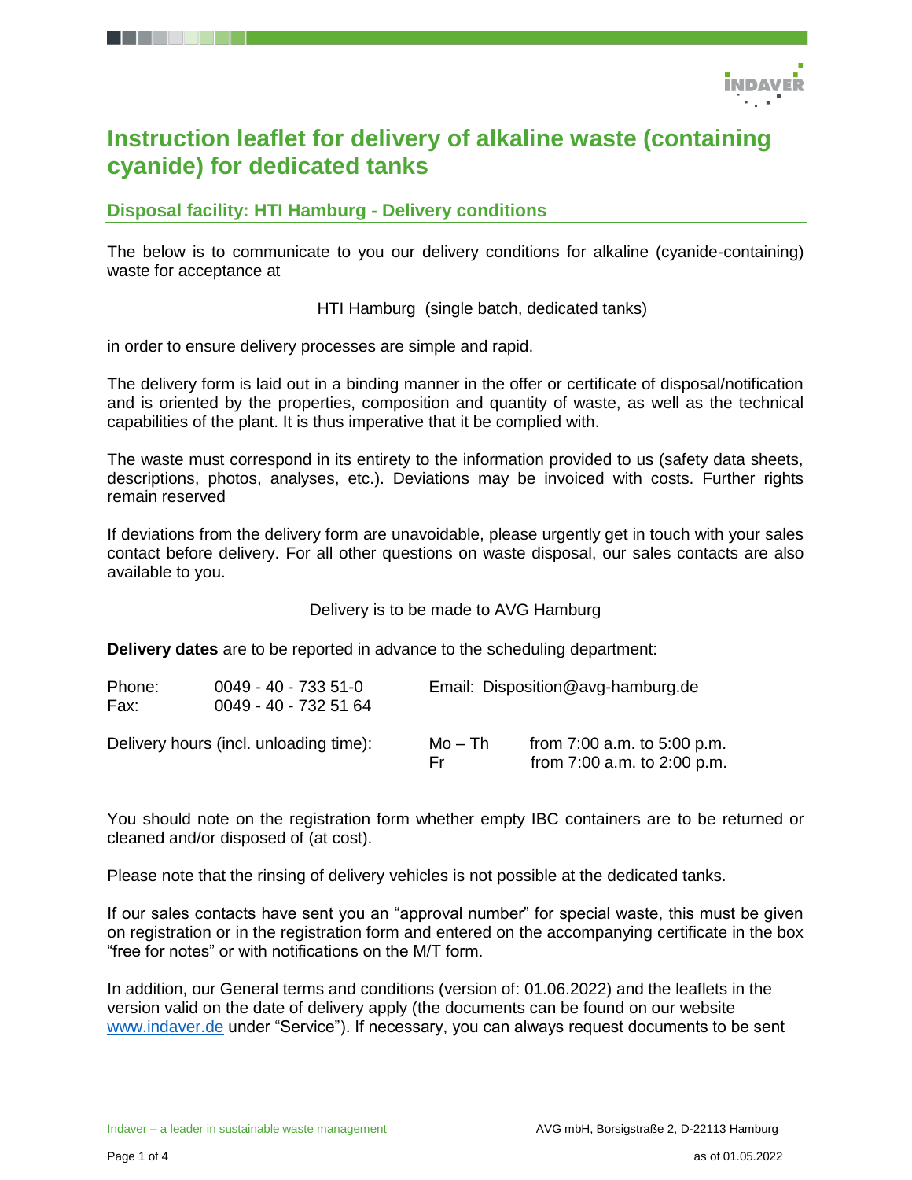# Instruction leaflet for delivery of alkaline waste (containing cyanide) for dedicated tanks

## Disposal facility: HTI Hamburg - Delivery conditions

The below is to communicate to you our delivery conditions for alkaline (cyanide-containing) waste for acceptance at

HTI Hamburg (single batch, dedicated tanks)

in order to ensure delivery processes are simple and rapid.

The delivery form is laid out in a binding manner in the offer or certificate of disposal/notification and is oriented by the properties, composition and quantity of waste, as well as the technical capabilities of the plant. It is thus imperative that it be complied with.

The waste must correspond in its entirety to the information provided to us (safety data sheets, descriptions, photos, analyses, etc.). Deviations may be invoiced with costs. Further rights remain reserved

If deviations from the delivery form are unavoidable, please urgently get in touch with your sales contact before delivery. For all other questions on waste disposal, our sales contacts are also available to you.

Delivery is to be made to AVG Hamburg

**Delivery dates** are to be reported in advance to the scheduling department:

Phone: 0049 - 40 - 733 51-0
Fax: 0049 - 40 - 732 51 64

Email: Disposition@avg-hamburg.de

| Delivery hours (incl. unloading time): | Mo – Th | from 7:00 a.m. to 5:00 p.m. |
|---|---|---|
| | Fr | from 7:00 a.m. to 2:00 p.m. |

You should note on the registration form whether empty IBC containers are to be returned or cleaned and/or disposed of (at cost).

Please note that the rinsing of delivery vehicles is not possible at the dedicated tanks.

If our sales contacts have sent you an "approval number" for special waste, this must be given on registration or in the registration form and entered on the accompanying certificate in the box "free for notes" or with notifications on the M/T form.

In addition, our General terms and conditions (version of: 01.06.2022) and the leaflets in the version valid on the date of delivery apply (the documents can be found on our website www.indaver.de under "Service"). If necessary, you can always request documents to be sent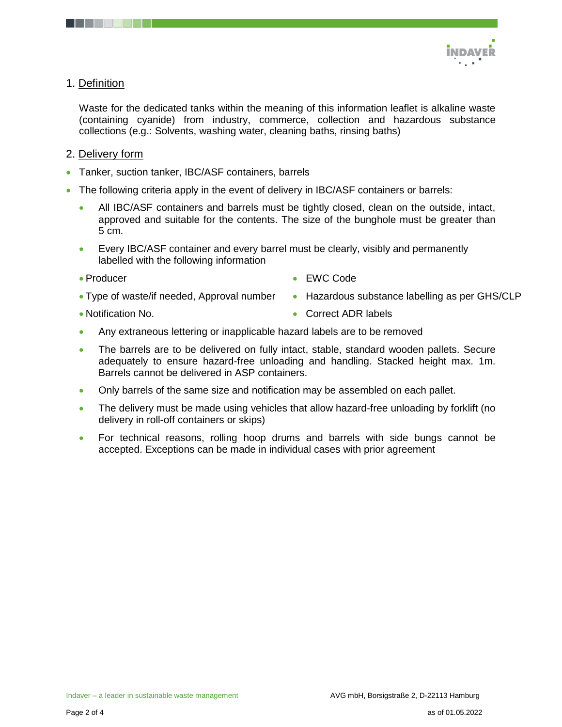## 1. Definition

Waste for the dedicated tanks within the meaning of this information leaflet is alkaline waste (containing cyanide) from industry, commerce, collection and hazardous substance collections (e.g.: Solvents, washing water, cleaning baths, rinsing baths)

## 2. Delivery form

- Tanker, suction tanker, IBC/ASF containers, barrels
- The following criteria apply in the event of delivery in IBC/ASF containers or barrels:
  - All IBC/ASF containers and barrels must be tightly closed, clean on the outside, intact, approved and suitable for the contents. The size of the bunghole must be greater than 5 cm.
  - Every IBC/ASF container and every barrel must be clearly, visibly and permanently labelled with the following information
    - Producer
    - Type of waste/if needed, Approval number
    - Notification No.
    - EWC Code
    - Hazardous substance labelling as per GHS/CLP
    - Correct ADR labels
  - Any extraneous lettering or inapplicable hazard labels are to be removed
  - The barrels are to be delivered on fully intact, stable, standard wooden pallets. Secure adequately to ensure hazard-free unloading and handling. Stacked height max. 1m. Barrels cannot be delivered in ASP containers.
  - Only barrels of the same size and notification may be assembled on each pallet.
  - The delivery must be made using vehicles that allow hazard-free unloading by forklift (no delivery in roll-off containers or skips)
  - For technical reasons, rolling hoop drums and barrels with side bungs cannot be accepted. Exceptions can be made in individual cases with prior agreement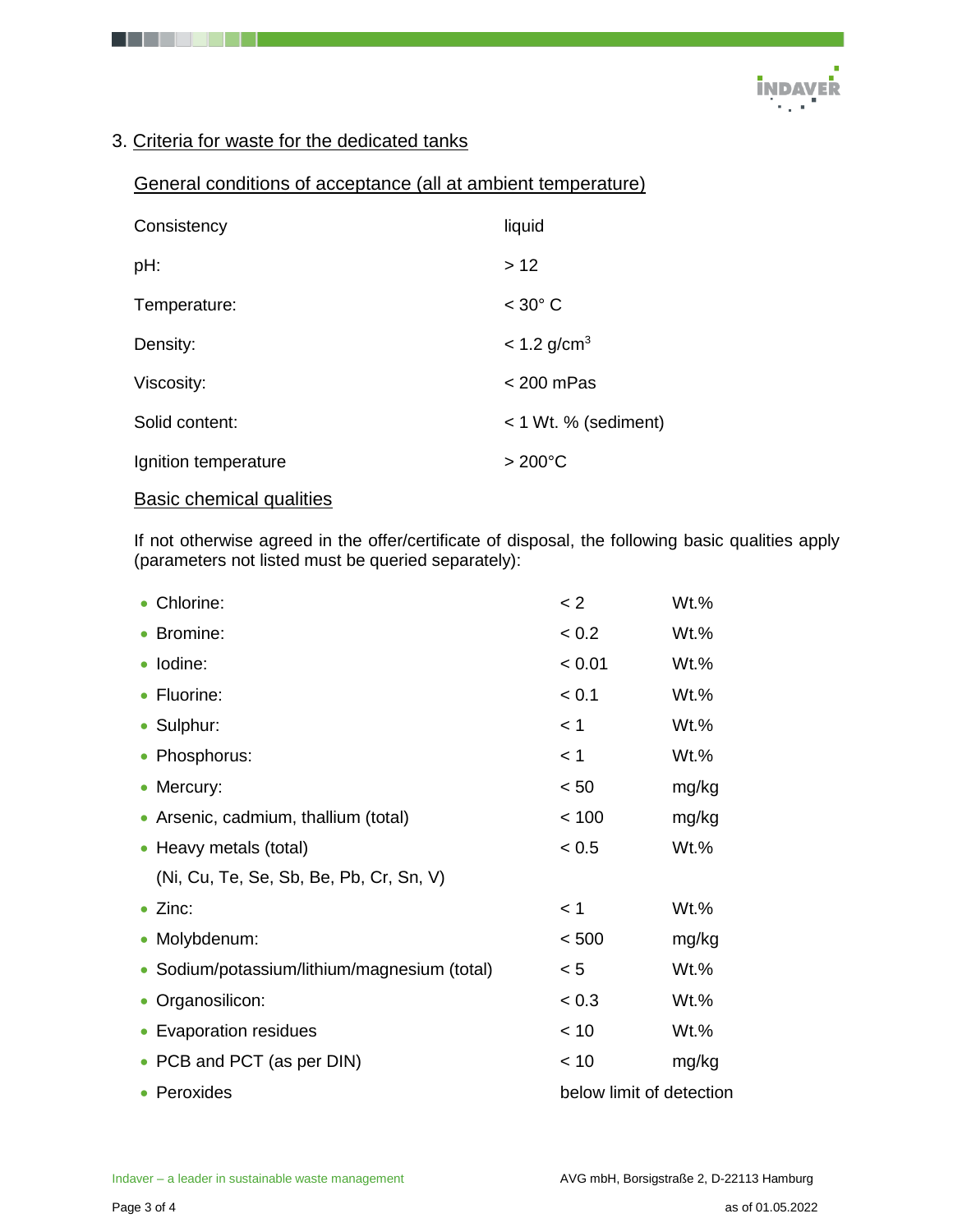## 3. Criteria for waste for the dedicated tanks

### General conditions of acceptance (all at ambient temperature)

| | |
|---|---|
| Consistency | liquid |
| pH: | > 12 |
| Temperature: | < 30° C |
| Density: | < 1.2 g/cm$^3$ |
| Viscosity: | < 200 mPas |
| Solid content: | < 1 Wt. % (sediment) |
| Ignition temperature | > 200°C |

### Basic chemical qualities

If not otherwise agreed in the offer/certificate of disposal, the following basic qualities apply (parameters not listed must be queried separately):

| | | |
|---|---|---|
| • Chlorine: | < 2 | Wt.% |
| • Bromine: | < 0.2 | Wt.% |
| • Iodine: | < 0.01 | Wt.% |
| • Fluorine: | < 0.1 | Wt.% |
| • Sulphur: | < 1 | Wt.% |
| • Phosphorus: | < 1 | Wt.% |
| • Mercury: | < 50 | mg/kg |
| • Arsenic, cadmium, thallium (total) | < 100 | mg/kg |
| • Heavy metals (total) (Ni, Cu, Te, Se, Sb, Be, Pb, Cr, Sn, V) | < 0.5 | Wt.% |
| • Zinc: | < 1 | Wt.% |
| • Molybdenum: | < 500 | mg/kg |
| • Sodium/potassium/lithium/magnesium (total) | < 5 | Wt.% |
| • Organosilicon: | < 0.3 | Wt.% |
| • Evaporation residues | < 10 | Wt.% |
| • PCB and PCT (as per DIN) | < 10 | mg/kg |
| • Peroxides | below limit of detection | |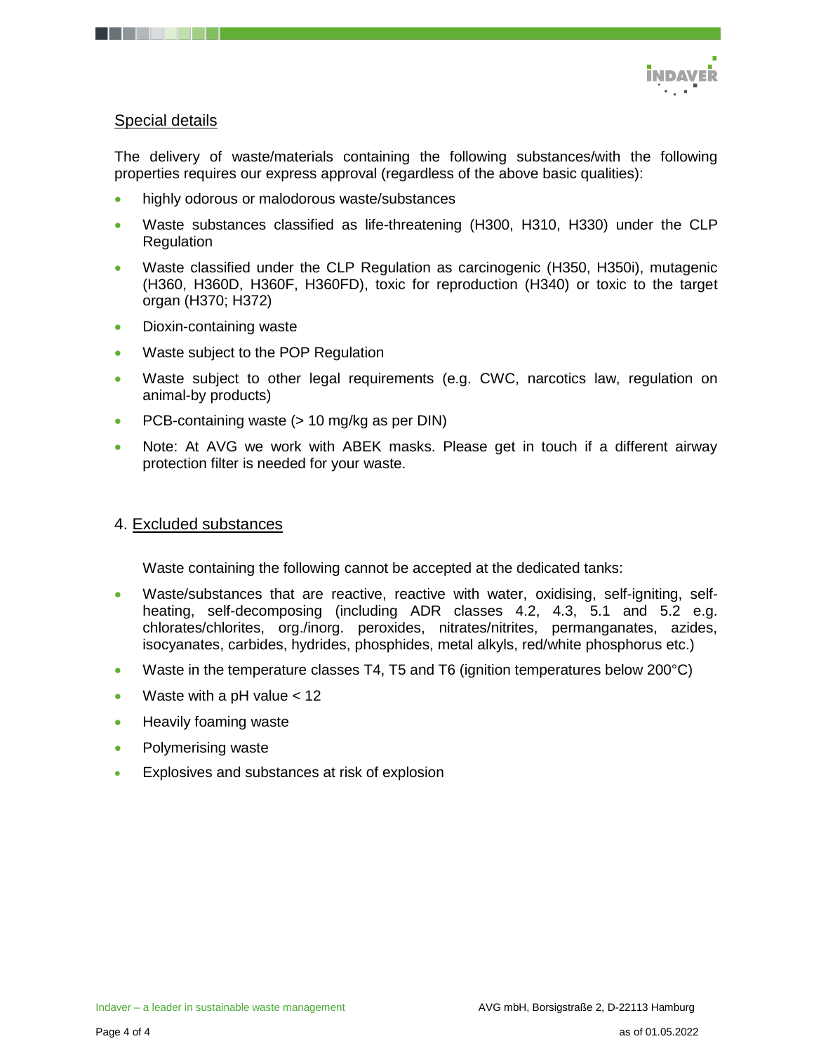## Special details

The delivery of waste/materials containing the following substances/with the following properties requires our express approval (regardless of the above basic qualities):

- highly odorous or malodorous waste/substances
- Waste substances classified as life-threatening (H300, H310, H330) under the CLP Regulation
- Waste classified under the CLP Regulation as carcinogenic (H350, H350i), mutagenic (H360, H360D, H360F, H360FD), toxic for reproduction (H340) or toxic to the target organ (H370; H372)
- Dioxin-containing waste
- Waste subject to the POP Regulation
- Waste subject to other legal requirements (e.g. CWC, narcotics law, regulation on animal-by products)
- PCB-containing waste (> 10 mg/kg as per DIN)
- Note: At AVG we work with ABEK masks. Please get in touch if a different airway protection filter is needed for your waste.

## 4. Excluded substances

Waste containing the following cannot be accepted at the dedicated tanks:

- Waste/substances that are reactive, reactive with water, oxidising, self-igniting, self-heating, self-decomposing (including ADR classes 4.2, 4.3, 5.1 and 5.2 e.g. chlorates/chlorites, org./inorg. peroxides, nitrates/nitrites, permanganates, azides, isocyanates, carbides, hydrides, phosphides, metal alkyls, red/white phosphorus etc.)
- Waste in the temperature classes T4, T5 and T6 (ignition temperatures below 200°C)
- Waste with a pH value < 12
- Heavily foaming waste
- Polymerising waste
- Explosives and substances at risk of explosion